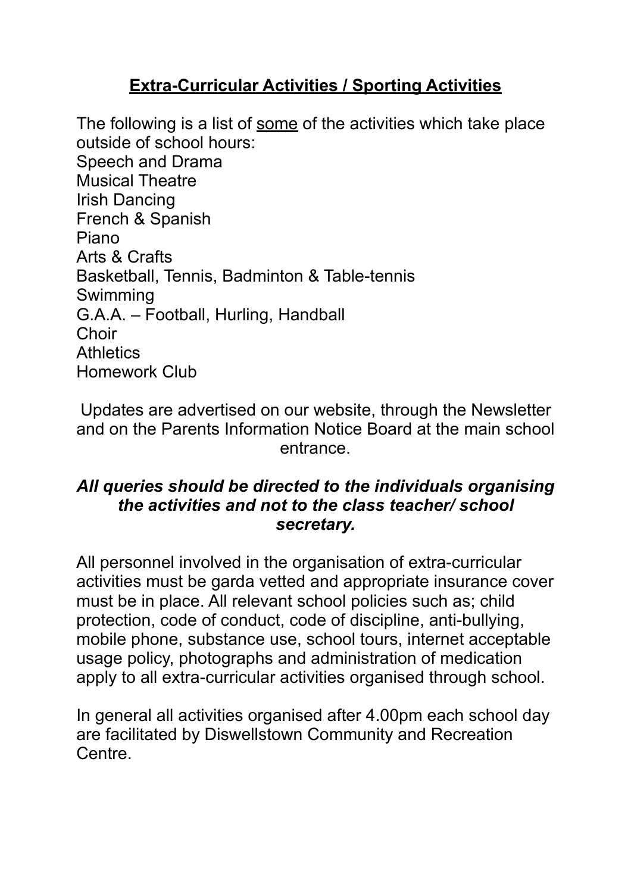## **Extra-Curricular Activities / Sporting Activities**

The following is a list of <u>some</u> of the activities which take place outside of school hours:

Speech and Drama
Musical Theatre
Irish Dancing
French & Spanish
Piano
Arts & Crafts
Basketball, Tennis, Badminton & Table-tennis
Swimming
G.A.A. – Football, Hurling, Handball
Choir
Athletics
Homework Club

Updates are advertised on our website, through the Newsletter and on the Parents Information Notice Board at the main school entrance.

***All queries should be directed to the individuals organising the activities and not to the class teacher/ school secretary.***

All personnel involved in the organisation of extra-curricular activities must be garda vetted and appropriate insurance cover must be in place. All relevant school policies such as; child protection, code of conduct, code of discipline, anti-bullying, mobile phone, substance use, school tours, internet acceptable usage policy, photographs and administration of medication apply to all extra-curricular activities organised through school.

In general all activities organised after 4.00pm each school day are facilitated by Diswellstown Community and Recreation Centre.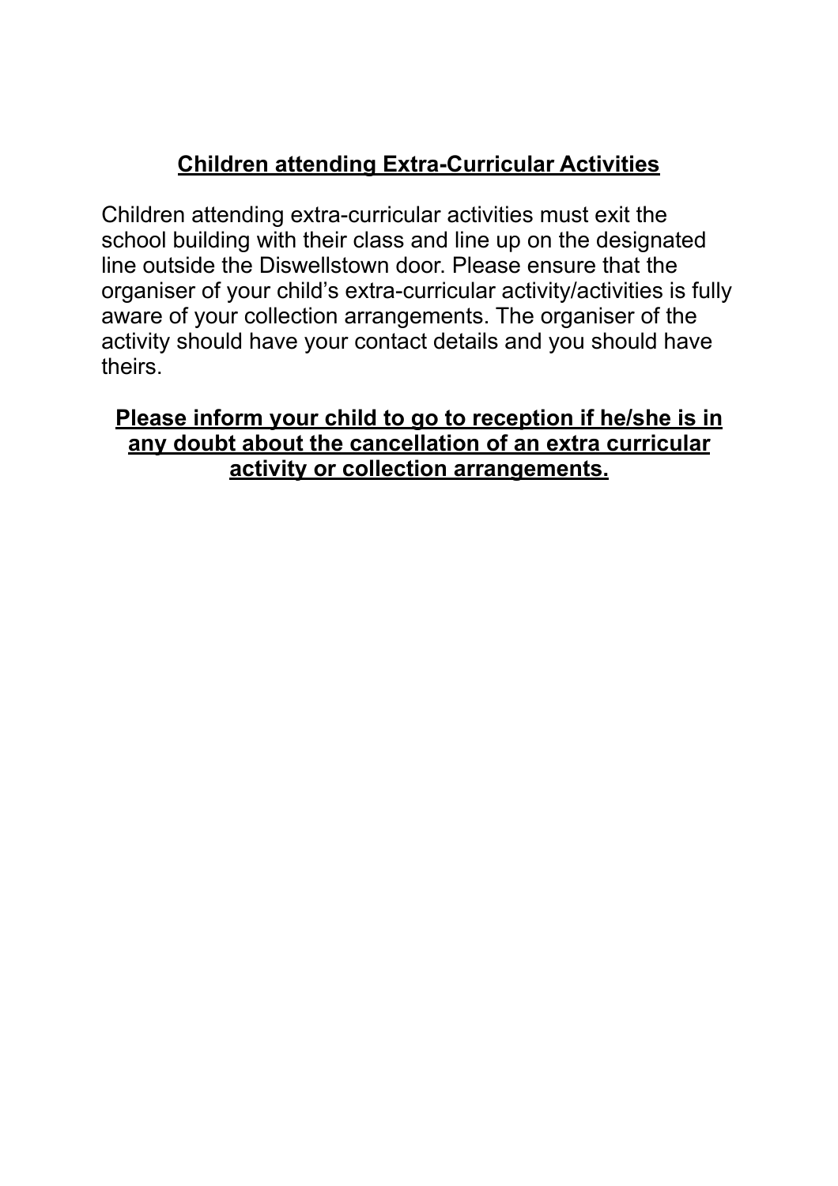## Children attending Extra-Curricular Activities

Children attending extra-curricular activities must exit the school building with their class and line up on the designated line outside the Diswellstown door. Please ensure that the organiser of your child's extra-curricular activity/activities is fully aware of your collection arrangements. The organiser of the activity should have your contact details and you should have theirs.

**Please inform your child to go to reception if he/she is in any doubt about the cancellation of an extra curricular activity or collection arrangements.**